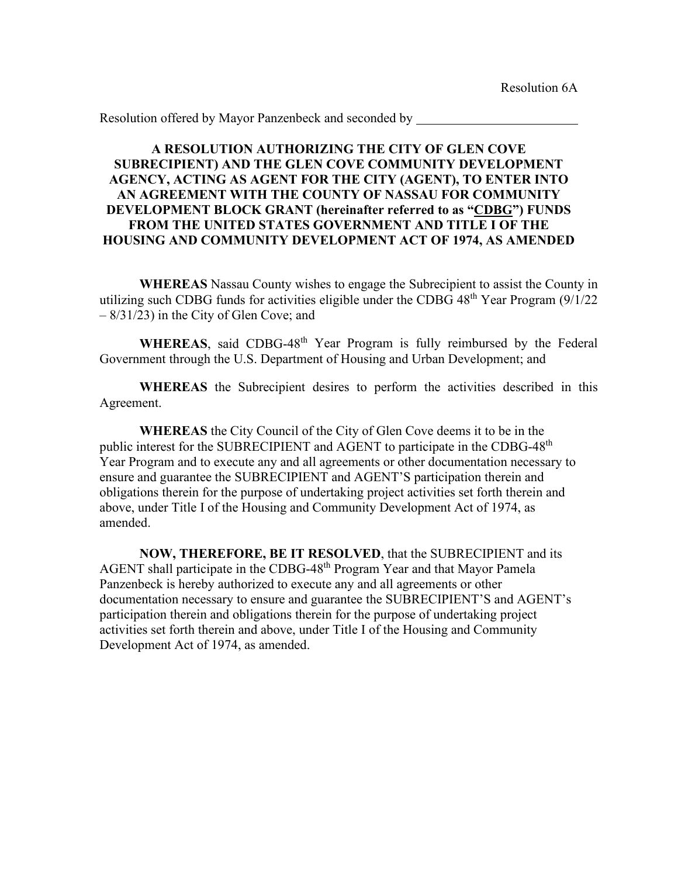Resolution 6A

Resolution offered by Mayor Panzenbeck and seconded by ________________________

**A RESOLUTION AUTHORIZING THE CITY OF GLEN COVE SUBRECIPIENT) AND THE GLEN COVE COMMUNITY DEVELOPMENT AGENCY, ACTING AS AGENT FOR THE CITY (AGENT), TO ENTER INTO AN AGREEMENT WITH THE COUNTY OF NASSAU FOR COMMUNITY DEVELOPMENT BLOCK GRANT (hereinafter referred to as "CDBG") FUNDS FROM THE UNITED STATES GOVERNMENT AND TITLE I OF THE HOUSING AND COMMUNITY DEVELOPMENT ACT OF 1974, AS AMENDED**

**WHEREAS** Nassau County wishes to engage the Subrecipient to assist the County in utilizing such CDBG funds for activities eligible under the CDBG 48th Year Program (9/1/22 – 8/31/23) in the City of Glen Cove; and

**WHEREAS**, said CDBG-48th Year Program is fully reimbursed by the Federal Government through the U.S. Department of Housing and Urban Development; and

**WHEREAS** the Subrecipient desires to perform the activities described in this Agreement.

**WHEREAS** the City Council of the City of Glen Cove deems it to be in the public interest for the SUBRECIPIENT and AGENT to participate in the CDBG-48th Year Program and to execute any and all agreements or other documentation necessary to ensure and guarantee the SUBRECIPIENT and AGENT'S participation therein and obligations therein for the purpose of undertaking project activities set forth therein and above, under Title I of the Housing and Community Development Act of 1974, as amended.

**NOW, THEREFORE, BE IT RESOLVED**, that the SUBRECIPIENT and its AGENT shall participate in the CDBG-48th Program Year and that Mayor Pamela Panzenbeck is hereby authorized to execute any and all agreements or other documentation necessary to ensure and guarantee the SUBRECIPIENT'S and AGENT's participation therein and obligations therein for the purpose of undertaking project activities set forth therein and above, under Title I of the Housing and Community Development Act of 1974, as amended.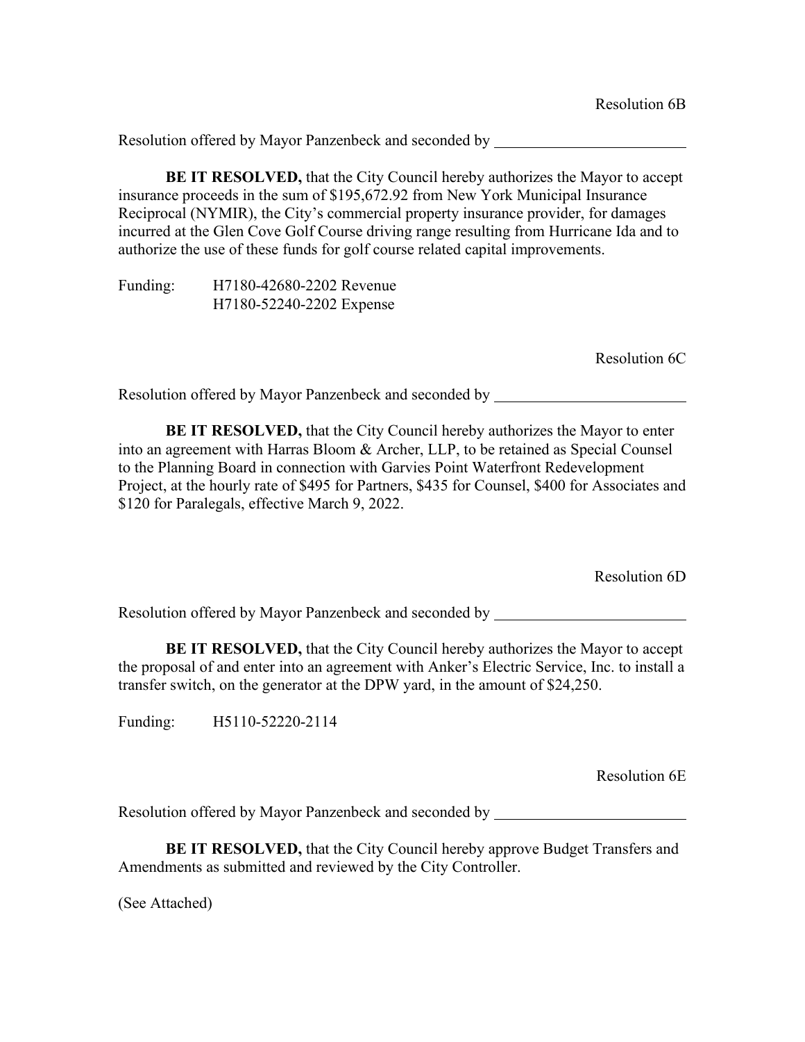Resolution 6B

Resolution offered by Mayor Panzenbeck and seconded by \_\_\_\_\_\_\_\_\_\_\_\_\_\_\_\_\_\_\_\_\_\_\_\_

**BE IT RESOLVED,** that the City Council hereby authorizes the Mayor to accept insurance proceeds in the sum of $195,672.92 from New York Municipal Insurance Reciprocal (NYMIR), the City's commercial property insurance provider, for damages incurred at the Glen Cove Golf Course driving range resulting from Hurricane Ida and to authorize the use of these funds for golf course related capital improvements.

Funding: H7180-42680-2202 Revenue
H7180-52240-2202 Expense

Resolution 6C

Resolution offered by Mayor Panzenbeck and seconded by \_\_\_\_\_\_\_\_\_\_\_\_\_\_\_\_\_\_\_\_\_\_\_\_

**BE IT RESOLVED,** that the City Council hereby authorizes the Mayor to enter into an agreement with Harras Bloom & Archer, LLP, to be retained as Special Counsel to the Planning Board in connection with Garvies Point Waterfront Redevelopment Project, at the hourly rate of $495 for Partners, $435 for Counsel, $400 for Associates and $120 for Paralegals, effective March 9, 2022.

Resolution 6D

Resolution offered by Mayor Panzenbeck and seconded by \_\_\_\_\_\_\_\_\_\_\_\_\_\_\_\_\_\_\_\_\_\_\_\_

**BE IT RESOLVED,** that the City Council hereby authorizes the Mayor to accept the proposal of and enter into an agreement with Anker's Electric Service, Inc. to install a transfer switch, on the generator at the DPW yard, in the amount of $24,250.

Funding: H5110-52220-2114

Resolution 6E

Resolution offered by Mayor Panzenbeck and seconded by \_\_\_\_\_\_\_\_\_\_\_\_\_\_\_\_\_\_\_\_\_\_\_\_

**BE IT RESOLVED,** that the City Council hereby approve Budget Transfers and Amendments as submitted and reviewed by the City Controller.

(See Attached)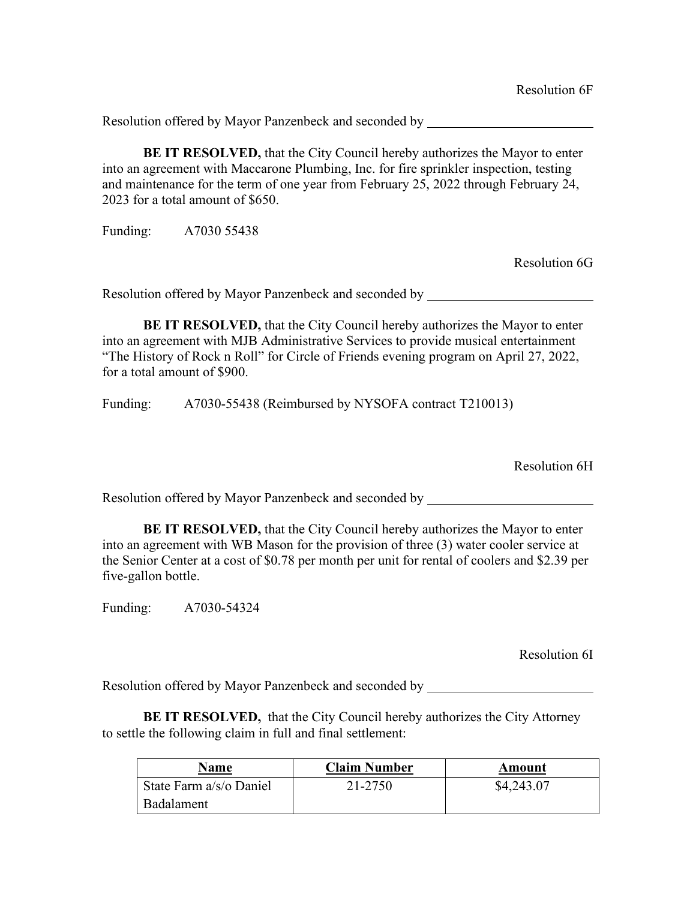Resolution 6F

Resolution offered by Mayor Panzenbeck and seconded by ________________________

**BE IT RESOLVED,** that the City Council hereby authorizes the Mayor to enter into an agreement with Maccarone Plumbing, Inc. for fire sprinkler inspection, testing and maintenance for the term of one year from February 25, 2022 through February 24, 2023 for a total amount of $650.

Funding: A7030 55438

Resolution 6G

Resolution offered by Mayor Panzenbeck and seconded by ________________________

**BE IT RESOLVED,** that the City Council hereby authorizes the Mayor to enter into an agreement with MJB Administrative Services to provide musical entertainment "The History of Rock n Roll" for Circle of Friends evening program on April 27, 2022, for a total amount of $900.

Funding: A7030-55438 (Reimbursed by NYSOFA contract T210013)

Resolution 6H

Resolution offered by Mayor Panzenbeck and seconded by ________________________

**BE IT RESOLVED,** that the City Council hereby authorizes the Mayor to enter into an agreement with WB Mason for the provision of three (3) water cooler service at the Senior Center at a cost of $0.78 per month per unit for rental of coolers and $2.39 per five-gallon bottle.

Funding: A7030-54324

Resolution 6I

Resolution offered by Mayor Panzenbeck and seconded by ________________________

**BE IT RESOLVED,** that the City Council hereby authorizes the City Attorney to settle the following claim in full and final settlement:

| **Name** | **Claim Number** | **Amount** |
|---|---|---|
| State Farm a/s/o Daniel Badalament | 21-2750 | $4,243.07 |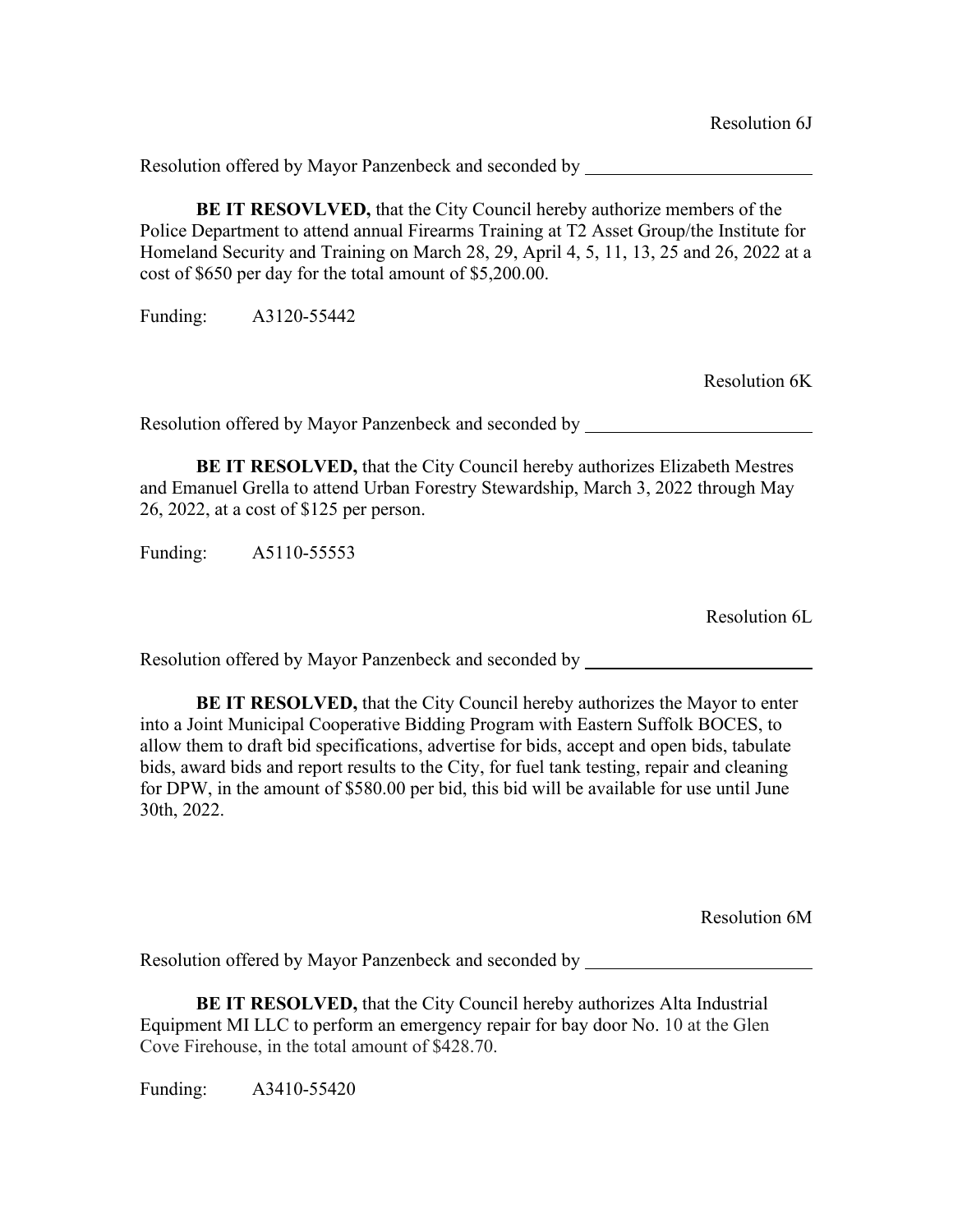Resolution 6J

Resolution offered by Mayor Panzenbeck and seconded by \_\_\_\_\_\_\_\_\_\_\_\_\_\_\_\_\_\_\_\_\_\_\_\_\_

**BE IT RESOVLVED,** that the City Council hereby authorize members of the Police Department to attend annual Firearms Training at T2 Asset Group/the Institute for Homeland Security and Training on March 28, 29, April 4, 5, 11, 13, 25 and 26, 2022 at a cost of $650 per day for the total amount of $5,200.00.

Funding: A3120-55442

Resolution 6K

Resolution offered by Mayor Panzenbeck and seconded by \_\_\_\_\_\_\_\_\_\_\_\_\_\_\_\_\_\_\_\_\_\_\_\_\_

**BE IT RESOLVED,** that the City Council hereby authorizes Elizabeth Mestres and Emanuel Grella to attend Urban Forestry Stewardship, March 3, 2022 through May 26, 2022, at a cost of $125 per person.

Funding: A5110-55553

Resolution 6L

Resolution offered by Mayor Panzenbeck and seconded by \_\_\_\_\_\_\_\_\_\_\_\_\_\_\_\_\_\_\_\_\_\_\_\_\_

**BE IT RESOLVED,** that the City Council hereby authorizes the Mayor to enter into a Joint Municipal Cooperative Bidding Program with Eastern Suffolk BOCES, to allow them to draft bid specifications, advertise for bids, accept and open bids, tabulate bids, award bids and report results to the City, for fuel tank testing, repair and cleaning for DPW, in the amount of $580.00 per bid, this bid will be available for use until June 30th, 2022.

Resolution 6M

Resolution offered by Mayor Panzenbeck and seconded by \_\_\_\_\_\_\_\_\_\_\_\_\_\_\_\_\_\_\_\_\_\_\_\_\_

**BE IT RESOLVED,** that the City Council hereby authorizes Alta Industrial Equipment MI LLC to perform an emergency repair for bay door No. 10 at the Glen Cove Firehouse, in the total amount of $428.70.

Funding: A3410-55420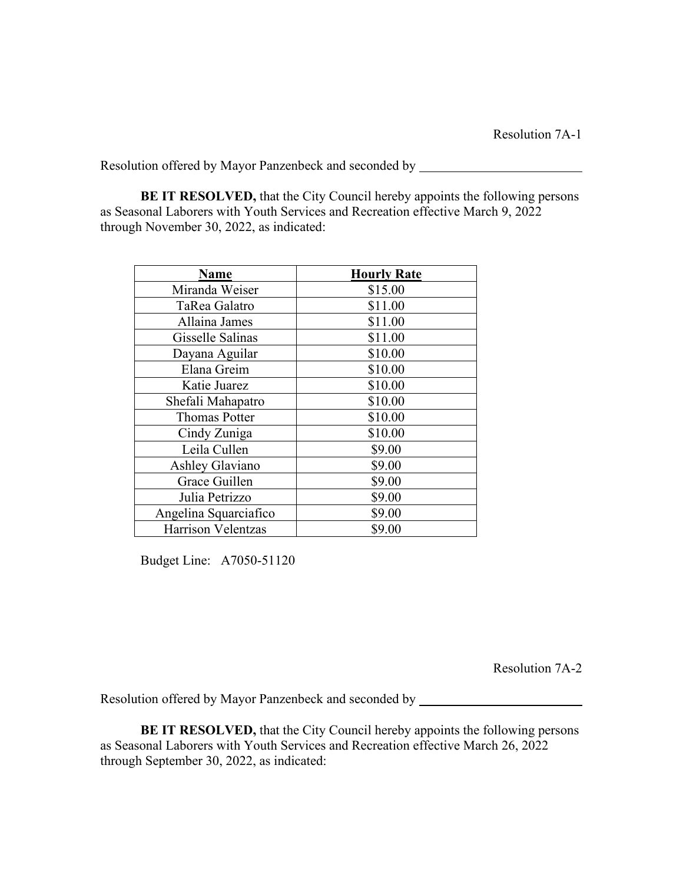Resolution 7A-1

Resolution offered by Mayor Panzenbeck and seconded by \_\_\_\_\_\_\_\_\_\_\_\_\_\_\_\_\_\_\_\_\_\_\_\_\_

**BE IT RESOLVED,** that the City Council hereby appoints the following persons as Seasonal Laborers with Youth Services and Recreation effective March 9, 2022 through November 30, 2022, as indicated:

| Name | Hourly Rate |
|---|---|
| Miranda Weiser | $15.00 |
| TaRea Galatro | $11.00 |
| Allaina James | $11.00 |
| Gisselle Salinas | $11.00 |
| Dayana Aguilar | $10.00 |
| Elana Greim | $10.00 |
| Katie Juarez | $10.00 |
| Shefali Mahapatro | $10.00 |
| Thomas Potter | $10.00 |
| Cindy Zuniga | $10.00 |
| Leila Cullen | $9.00 |
| Ashley Glaviano | $9.00 |
| Grace Guillen | $9.00 |
| Julia Petrizzo | $9.00 |
| Angelina Squarciafico | $9.00 |
| Harrison Velentzas | $9.00 |

Budget Line: A7050-51120

Resolution 7A-2

Resolution offered by Mayor Panzenbeck and seconded by \_\_\_\_\_\_\_\_\_\_\_\_\_\_\_\_\_\_\_\_\_\_\_\_\_

**BE IT RESOLVED,** that the City Council hereby appoints the following persons as Seasonal Laborers with Youth Services and Recreation effective March 26, 2022 through September 30, 2022, as indicated: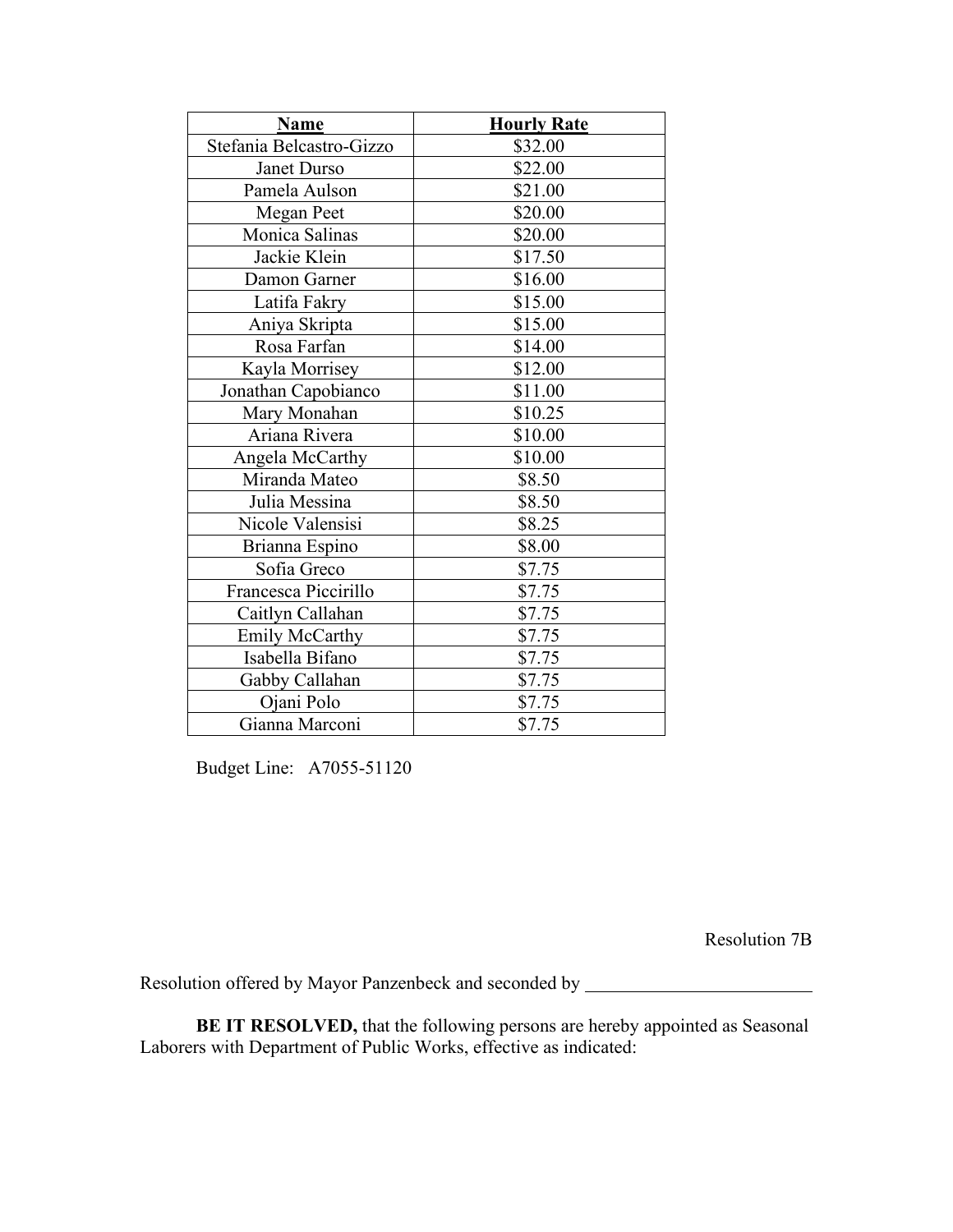| Name | Hourly Rate |
|---|---|
| Stefania Belcastro-Gizzo | $32.00 |
| Janet Durso | $22.00 |
| Pamela Aulson | $21.00 |
| Megan Peet | $20.00 |
| Monica Salinas | $20.00 |
| Jackie Klein | $17.50 |
| Damon Garner | $16.00 |
| Latifa Fakry | $15.00 |
| Aniya Skripta | $15.00 |
| Rosa Farfan | $14.00 |
| Kayla Morrisey | $12.00 |
| Jonathan Capobianco | $11.00 |
| Mary Monahan | $10.25 |
| Ariana Rivera | $10.00 |
| Angela McCarthy | $10.00 |
| Miranda Mateo | $8.50 |
| Julia Messina | $8.50 |
| Nicole Valensisi | $8.25 |
| Brianna Espino | $8.00 |
| Sofia Greco | $7.75 |
| Francesca Piccirillo | $7.75 |
| Caitlyn Callahan | $7.75 |
| Emily McCarthy | $7.75 |
| Isabella Bifano | $7.75 |
| Gabby Callahan | $7.75 |
| Ojani Polo | $7.75 |
| Gianna Marconi | $7.75 |

Budget Line: A7055-51120

Resolution 7B

Resolution offered by Mayor Panzenbeck and seconded by \_\_\_\_\_\_\_\_\_\_\_\_\_\_\_\_\_\_\_\_\_\_\_\_\_

**BE IT RESOLVED,** that the following persons are hereby appointed as Seasonal Laborers with Department of Public Works, effective as indicated: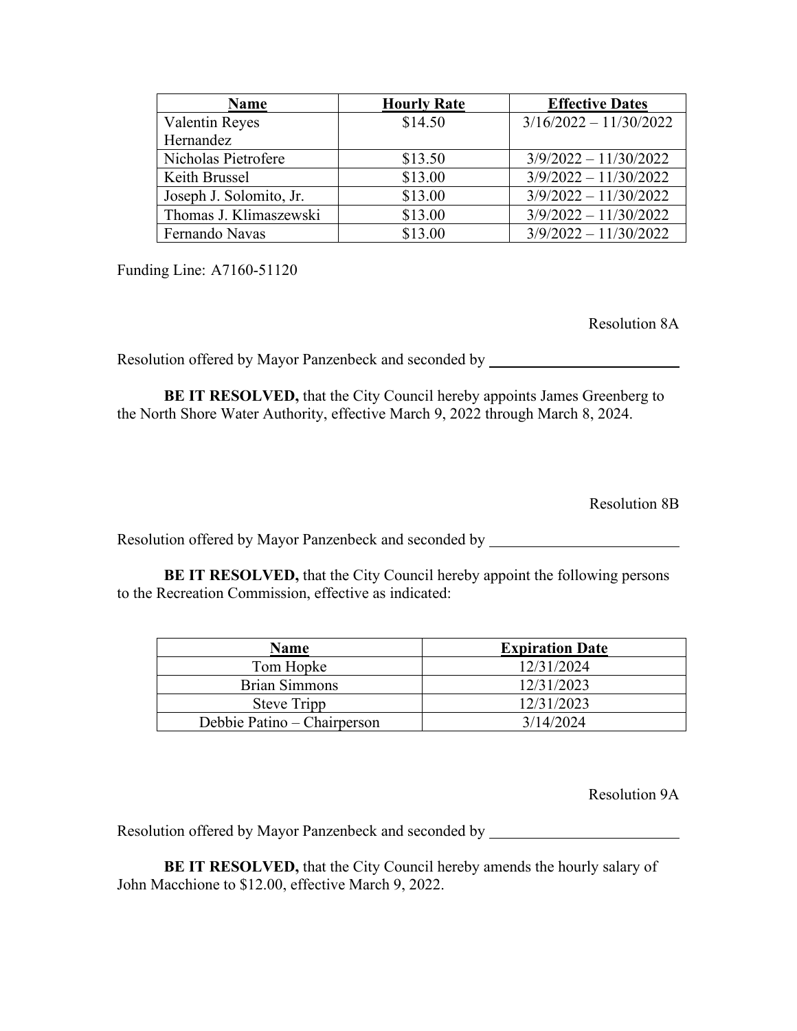| Name | Hourly Rate | Effective Dates |
|---|---|---|
| Valentin Reyes Hernandez | $14.50 | 3/16/2022 – 11/30/2022 |
| Nicholas Pietrofere | $13.50 | 3/9/2022 – 11/30/2022 |
| Keith Brussel | $13.00 | 3/9/2022 – 11/30/2022 |
| Joseph J. Solomito, Jr. | $13.00 | 3/9/2022 – 11/30/2022 |
| Thomas J. Klimaszewski | $13.00 | 3/9/2022 – 11/30/2022 |
| Fernando Navas | $13.00 | 3/9/2022 – 11/30/2022 |

Funding Line: A7160-51120

Resolution 8A

Resolution offered by Mayor Panzenbeck and seconded by ________________________

**BE IT RESOLVED,** that the City Council hereby appoints James Greenberg to the North Shore Water Authority, effective March 9, 2022 through March 8, 2024.

Resolution 8B

Resolution offered by Mayor Panzenbeck and seconded by ________________________

**BE IT RESOLVED,** that the City Council hereby appoint the following persons to the Recreation Commission, effective as indicated:

| Name | Expiration Date |
|---|---|
| Tom Hopke | 12/31/2024 |
| Brian Simmons | 12/31/2023 |
| Steve Tripp | 12/31/2023 |
| Debbie Patino – Chairperson | 3/14/2024 |

Resolution 9A

Resolution offered by Mayor Panzenbeck and seconded by ________________________

**BE IT RESOLVED,** that the City Council hereby amends the hourly salary of John Macchione to $12.00, effective March 9, 2022.